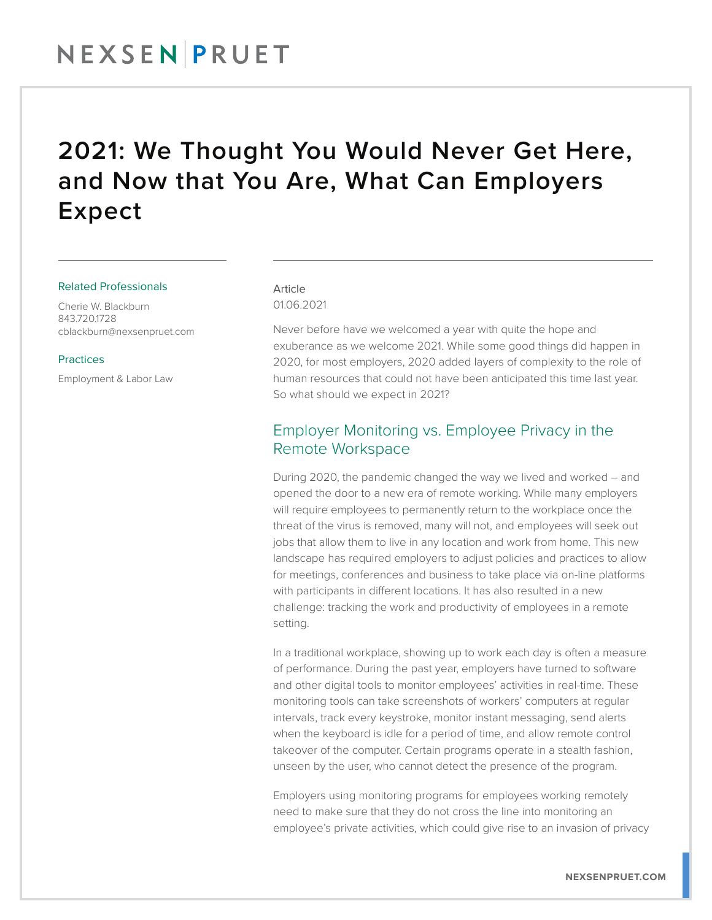# 2021: We Thought You Would Never Get Here, and Now that You Are, What Can Employers Expect

Related Professionals

Cherie W. Blackburn
843.720.1728
cblackburn@nexsenpruet.com

Practices

Employment & Labor Law

Article
01.06.2021

Never before have we welcomed a year with quite the hope and exuberance as we welcome 2021. While some good things did happen in 2020, for most employers, 2020 added layers of complexity to the role of human resources that could not have been anticipated this time last year. So what should we expect in 2021?

## Employer Monitoring vs. Employee Privacy in the Remote Workspace

During 2020, the pandemic changed the way we lived and worked – and opened the door to a new era of remote working. While many employers will require employees to permanently return to the workplace once the threat of the virus is removed, many will not, and employees will seek out jobs that allow them to live in any location and work from home. This new landscape has required employers to adjust policies and practices to allow for meetings, conferences and business to take place via on-line platforms with participants in different locations. It has also resulted in a new challenge: tracking the work and productivity of employees in a remote setting.

In a traditional workplace, showing up to work each day is often a measure of performance. During the past year, employers have turned to software and other digital tools to monitor employees' activities in real-time. These monitoring tools can take screenshots of workers' computers at regular intervals, track every keystroke, monitor instant messaging, send alerts when the keyboard is idle for a period of time, and allow remote control takeover of the computer. Certain programs operate in a stealth fashion, unseen by the user, who cannot detect the presence of the program.

Employers using monitoring programs for employees working remotely need to make sure that they do not cross the line into monitoring an employee's private activities, which could give rise to an invasion of privacy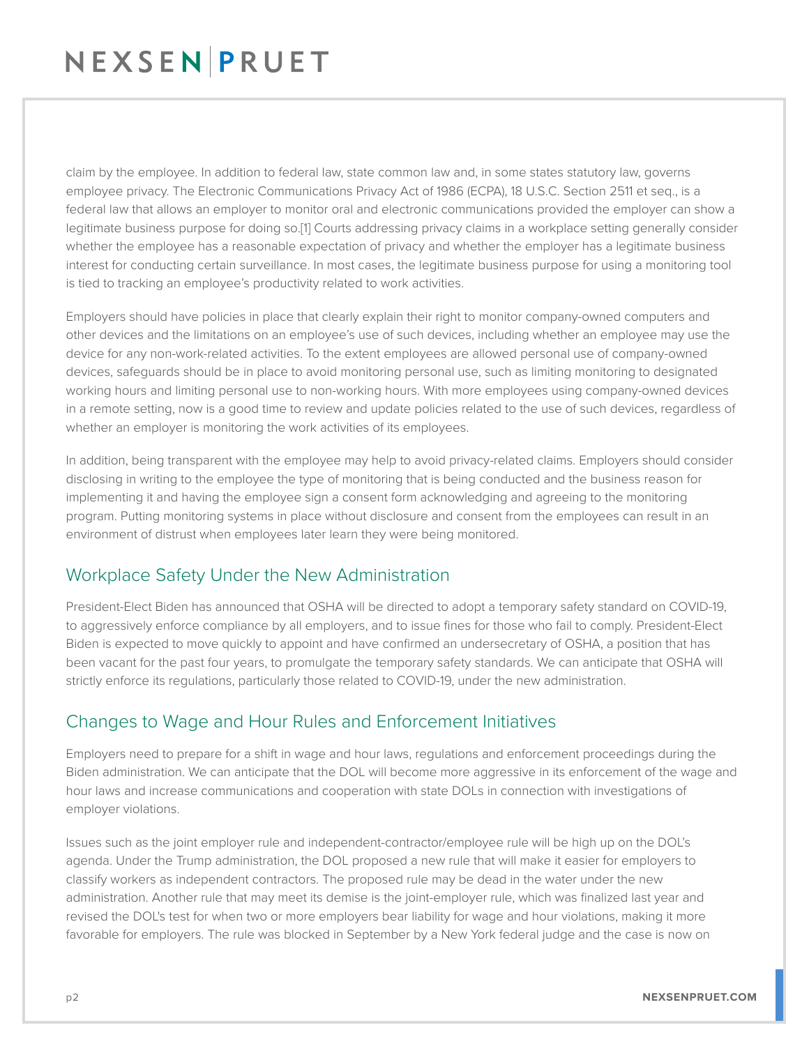claim by the employee. In addition to federal law, state common law and, in some states statutory law, governs employee privacy. The Electronic Communications Privacy Act of 1986 (ECPA), 18 U.S.C. Section 2511 et seq., is a federal law that allows an employer to monitor oral and electronic communications provided the employer can show a legitimate business purpose for doing so.[1] Courts addressing privacy claims in a workplace setting generally consider whether the employee has a reasonable expectation of privacy and whether the employer has a legitimate business interest for conducting certain surveillance. In most cases, the legitimate business purpose for using a monitoring tool is tied to tracking an employee's productivity related to work activities.

Employers should have policies in place that clearly explain their right to monitor company-owned computers and other devices and the limitations on an employee's use of such devices, including whether an employee may use the device for any non-work-related activities. To the extent employees are allowed personal use of company-owned devices, safeguards should be in place to avoid monitoring personal use, such as limiting monitoring to designated working hours and limiting personal use to non-working hours. With more employees using company-owned devices in a remote setting, now is a good time to review and update policies related to the use of such devices, regardless of whether an employer is monitoring the work activities of its employees.

In addition, being transparent with the employee may help to avoid privacy-related claims. Employers should consider disclosing in writing to the employee the type of monitoring that is being conducted and the business reason for implementing it and having the employee sign a consent form acknowledging and agreeing to the monitoring program. Putting monitoring systems in place without disclosure and consent from the employees can result in an environment of distrust when employees later learn they were being monitored.

## Workplace Safety Under the New Administration

President-Elect Biden has announced that OSHA will be directed to adopt a temporary safety standard on COVID-19, to aggressively enforce compliance by all employers, and to issue fines for those who fail to comply. President-Elect Biden is expected to move quickly to appoint and have confirmed an undersecretary of OSHA, a position that has been vacant for the past four years, to promulgate the temporary safety standards. We can anticipate that OSHA will strictly enforce its regulations, particularly those related to COVID-19, under the new administration.

## Changes to Wage and Hour Rules and Enforcement Initiatives

Employers need to prepare for a shift in wage and hour laws, regulations and enforcement proceedings during the Biden administration. We can anticipate that the DOL will become more aggressive in its enforcement of the wage and hour laws and increase communications and cooperation with state DOLs in connection with investigations of employer violations.

Issues such as the joint employer rule and independent-contractor/employee rule will be high up on the DOL's agenda. Under the Trump administration, the DOL proposed a new rule that will make it easier for employers to classify workers as independent contractors. The proposed rule may be dead in the water under the new administration. Another rule that may meet its demise is the joint-employer rule, which was finalized last year and revised the DOL's test for when two or more employers bear liability for wage and hour violations, making it more favorable for employers. The rule was blocked in September by a New York federal judge and the case is now on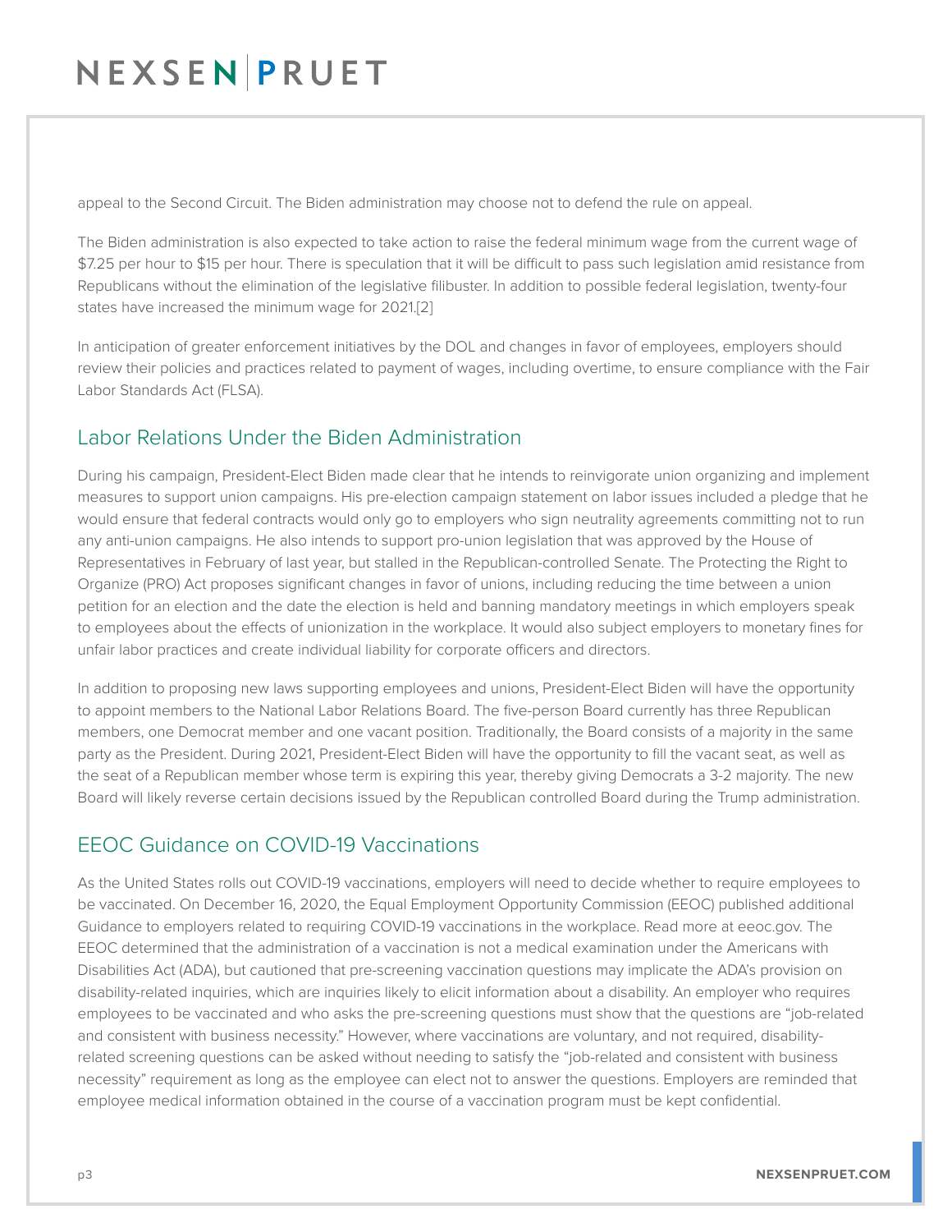appeal to the Second Circuit. The Biden administration may choose not to defend the rule on appeal.

The Biden administration is also expected to take action to raise the federal minimum wage from the current wage of $7.25 per hour to $15 per hour. There is speculation that it will be difficult to pass such legislation amid resistance from Republicans without the elimination of the legislative filibuster. In addition to possible federal legislation, twenty-four states have increased the minimum wage for 2021.[2]

In anticipation of greater enforcement initiatives by the DOL and changes in favor of employees, employers should review their policies and practices related to payment of wages, including overtime, to ensure compliance with the Fair Labor Standards Act (FLSA).

## Labor Relations Under the Biden Administration

During his campaign, President-Elect Biden made clear that he intends to reinvigorate union organizing and implement measures to support union campaigns. His pre-election campaign statement on labor issues included a pledge that he would ensure that federal contracts would only go to employers who sign neutrality agreements committing not to run any anti-union campaigns. He also intends to support pro-union legislation that was approved by the House of Representatives in February of last year, but stalled in the Republican-controlled Senate. The Protecting the Right to Organize (PRO) Act proposes significant changes in favor of unions, including reducing the time between a union petition for an election and the date the election is held and banning mandatory meetings in which employers speak to employees about the effects of unionization in the workplace. It would also subject employers to monetary fines for unfair labor practices and create individual liability for corporate officers and directors.

In addition to proposing new laws supporting employees and unions, President-Elect Biden will have the opportunity to appoint members to the National Labor Relations Board. The five-person Board currently has three Republican members, one Democrat member and one vacant position. Traditionally, the Board consists of a majority in the same party as the President. During 2021, President-Elect Biden will have the opportunity to fill the vacant seat, as well as the seat of a Republican member whose term is expiring this year, thereby giving Democrats a 3-2 majority. The new Board will likely reverse certain decisions issued by the Republican controlled Board during the Trump administration.

## EEOC Guidance on COVID-19 Vaccinations

As the United States rolls out COVID-19 vaccinations, employers will need to decide whether to require employees to be vaccinated. On December 16, 2020, the Equal Employment Opportunity Commission (EEOC) published additional Guidance to employers related to requiring COVID-19 vaccinations in the workplace. Read more at eeoc.gov. The EEOC determined that the administration of a vaccination is not a medical examination under the Americans with Disabilities Act (ADA), but cautioned that pre-screening vaccination questions may implicate the ADA's provision on disability-related inquiries, which are inquiries likely to elicit information about a disability. An employer who requires employees to be vaccinated and who asks the pre-screening questions must show that the questions are "job-related and consistent with business necessity." However, where vaccinations are voluntary, and not required, disability-related screening questions can be asked without needing to satisfy the "job-related and consistent with business necessity" requirement as long as the employee can elect not to answer the questions. Employers are reminded that employee medical information obtained in the course of a vaccination program must be kept confidential.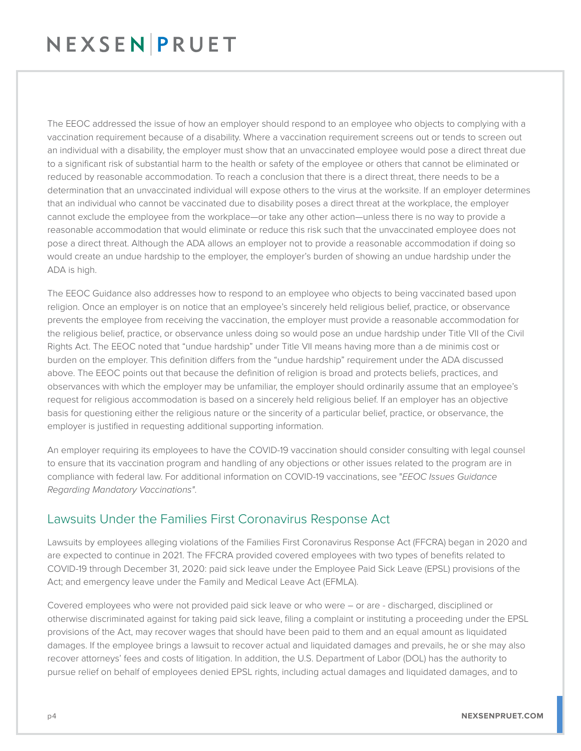The EEOC addressed the issue of how an employer should respond to an employee who objects to complying with a vaccination requirement because of a disability. Where a vaccination requirement screens out or tends to screen out an individual with a disability, the employer must show that an unvaccinated employee would pose a direct threat due to a significant risk of substantial harm to the health or safety of the employee or others that cannot be eliminated or reduced by reasonable accommodation. To reach a conclusion that there is a direct threat, there needs to be a determination that an unvaccinated individual will expose others to the virus at the worksite. If an employer determines that an individual who cannot be vaccinated due to disability poses a direct threat at the workplace, the employer cannot exclude the employee from the workplace—or take any other action—unless there is no way to provide a reasonable accommodation that would eliminate or reduce this risk such that the unvaccinated employee does not pose a direct threat. Although the ADA allows an employer not to provide a reasonable accommodation if doing so would create an undue hardship to the employer, the employer's burden of showing an undue hardship under the ADA is high.

The EEOC Guidance also addresses how to respond to an employee who objects to being vaccinated based upon religion. Once an employer is on notice that an employee's sincerely held religious belief, practice, or observance prevents the employee from receiving the vaccination, the employer must provide a reasonable accommodation for the religious belief, practice, or observance unless doing so would pose an undue hardship under Title VII of the Civil Rights Act. The EEOC noted that "undue hardship" under Title VII means having more than a de minimis cost or burden on the employer. This definition differs from the "undue hardship" requirement under the ADA discussed above. The EEOC points out that because the definition of religion is broad and protects beliefs, practices, and observances with which the employer may be unfamiliar, the employer should ordinarily assume that an employee's request for religious accommodation is based on a sincerely held religious belief. If an employer has an objective basis for questioning either the religious nature or the sincerity of a particular belief, practice, or observance, the employer is justified in requesting additional supporting information.

An employer requiring its employees to have the COVID-19 vaccination should consider consulting with legal counsel to ensure that its vaccination program and handling of any objections or other issues related to the program are in compliance with federal law. For additional information on COVID-19 vaccinations, see "*EEOC Issues Guidance Regarding Mandatory Vaccinations*".

## Lawsuits Under the Families First Coronavirus Response Act

Lawsuits by employees alleging violations of the Families First Coronavirus Response Act (FFCRA) began in 2020 and are expected to continue in 2021. The FFCRA provided covered employees with two types of benefits related to COVID-19 through December 31, 2020: paid sick leave under the Employee Paid Sick Leave (EPSL) provisions of the Act; and emergency leave under the Family and Medical Leave Act (EFMLA).

Covered employees who were not provided paid sick leave or who were – or are - discharged, disciplined or otherwise discriminated against for taking paid sick leave, filing a complaint or instituting a proceeding under the EPSL provisions of the Act, may recover wages that should have been paid to them and an equal amount as liquidated damages. If the employee brings a lawsuit to recover actual and liquidated damages and prevails, he or she may also recover attorneys' fees and costs of litigation. In addition, the U.S. Department of Labor (DOL) has the authority to pursue relief on behalf of employees denied EPSL rights, including actual damages and liquidated damages, and to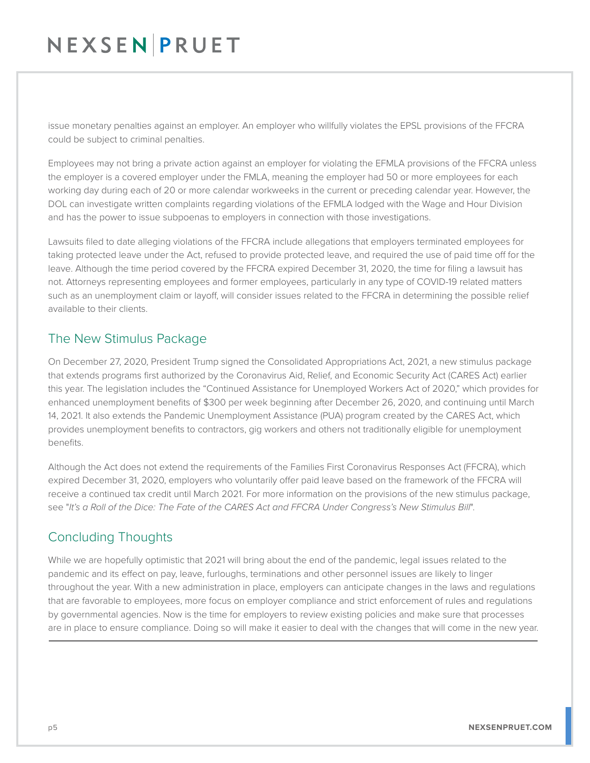issue monetary penalties against an employer. An employer who willfully violates the EPSL provisions of the FFCRA could be subject to criminal penalties.

Employees may not bring a private action against an employer for violating the EFMLA provisions of the FFCRA unless the employer is a covered employer under the FMLA, meaning the employer had 50 or more employees for each working day during each of 20 or more calendar workweeks in the current or preceding calendar year. However, the DOL can investigate written complaints regarding violations of the EFMLA lodged with the Wage and Hour Division and has the power to issue subpoenas to employers in connection with those investigations.

Lawsuits filed to date alleging violations of the FFCRA include allegations that employers terminated employees for taking protected leave under the Act, refused to provide protected leave, and required the use of paid time off for the leave. Although the time period covered by the FFCRA expired December 31, 2020, the time for filing a lawsuit has not. Attorneys representing employees and former employees, particularly in any type of COVID-19 related matters such as an unemployment claim or layoff, will consider issues related to the FFCRA in determining the possible relief available to their clients.

## The New Stimulus Package

On December 27, 2020, President Trump signed the Consolidated Appropriations Act, 2021, a new stimulus package that extends programs first authorized by the Coronavirus Aid, Relief, and Economic Security Act (CARES Act) earlier this year. The legislation includes the "Continued Assistance for Unemployed Workers Act of 2020," which provides for enhanced unemployment benefits of $300 per week beginning after December 26, 2020, and continuing until March 14, 2021. It also extends the Pandemic Unemployment Assistance (PUA) program created by the CARES Act, which provides unemployment benefits to contractors, gig workers and others not traditionally eligible for unemployment benefits.

Although the Act does not extend the requirements of the Families First Coronavirus Responses Act (FFCRA), which expired December 31, 2020, employers who voluntarily offer paid leave based on the framework of the FFCRA will receive a continued tax credit until March 2021. For more information on the provisions of the new stimulus package, see "*It's a Roll of the Dice: The Fate of the CARES Act and FFCRA Under Congress's New Stimulus Bill*".

## Concluding Thoughts

While we are hopefully optimistic that 2021 will bring about the end of the pandemic, legal issues related to the pandemic and its effect on pay, leave, furloughs, terminations and other personnel issues are likely to linger throughout the year. With a new administration in place, employers can anticipate changes in the laws and regulations that are favorable to employees, more focus on employer compliance and strict enforcement of rules and regulations by governmental agencies. Now is the time for employers to review existing policies and make sure that processes are in place to ensure compliance. Doing so will make it easier to deal with the changes that will come in the new year.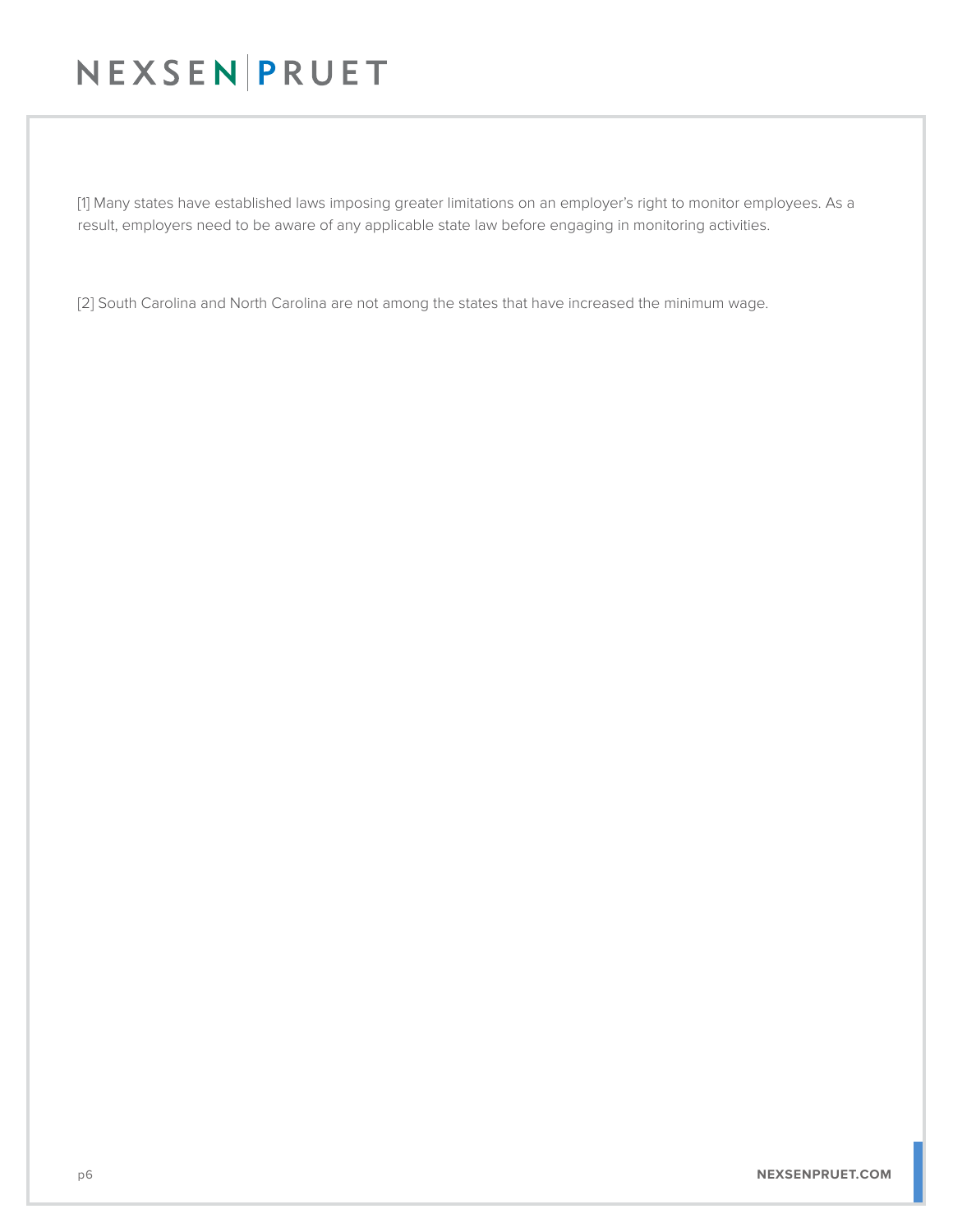[1] Many states have established laws imposing greater limitations on an employer's right to monitor employees. As a result, employers need to be aware of any applicable state law before engaging in monitoring activities.

[2] South Carolina and North Carolina are not among the states that have increased the minimum wage.